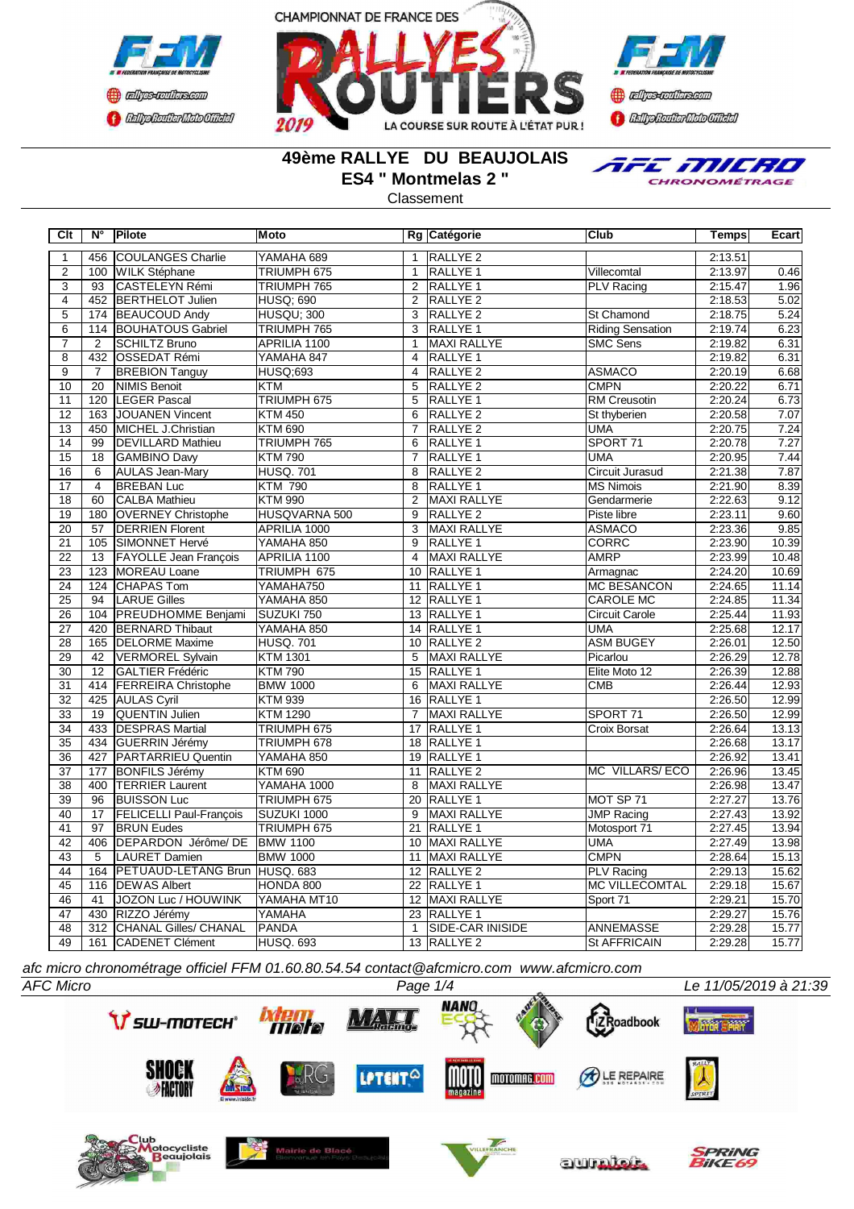CHAMPIONNAT DE FRANCE DES RALLYES ROUTIERS 2019

LA COURSE SUR ROUTE À L'ÉTAT PUR !

# 49ème RALLYE DU BEAUJOLAIS

## ES4 " Montmelas 2 "

Classement

| Clt | N° | Pilote | Moto | Rg | Catégorie | Club | Temps | Ecart |
|---|---|---|---|---|---|---|---|---|
| 1 | 456 | COULANGES Charlie | YAMAHA 689 | 1 | RALLYE 2 | | 2:13.51 | |
| 2 | 100 | WILK Stéphane | TRIUMPH 675 | 1 | RALLYE 1 | Villecomtal | 2:13.97 | 0.46 |
| 3 | 93 | CASTELEYN Rémi | TRIUMPH 765 | 2 | RALLYE 1 | PLV Racing | 2:15.47 | 1.96 |
| 4 | 452 | BERTHELOT Julien | HUSQ; 690 | 2 | RALLYE 2 | | 2:18.53 | 5.02 |
| 5 | 174 | BEAUCOUD Andy | HUSQU; 300 | 3 | RALLYE 2 | St Chamond | 2:18.75 | 5.24 |
| 6 | 114 | BOUHATOUS Gabriel | TRIUMPH 765 | 3 | RALLYE 1 | Riding Sensation | 2:19.74 | 6.23 |
| 7 | 2 | SCHILTZ Bruno | APRILIA 1100 | 1 | MAXI RALLYE | SMC Sens | 2:19.82 | 6.31 |
| 8 | 432 | OSSEDAT Rémi | YAMAHA 847 | 4 | RALLYE 1 | | 2:19.82 | 6.31 |
| 9 | 7 | BREBION Tanguy | HUSQ;693 | 4 | RALLYE 2 | ASMACO | 2:20.19 | 6.68 |
| 10 | 20 | NIMIS Benoit | KTM | 5 | RALLYE 2 | CMPN | 2:20.22 | 6.71 |
| 11 | 120 | LEGER Pascal | TRIUMPH 675 | 5 | RALLYE 1 | RM Creusotin | 2:20.24 | 6.73 |
| 12 | 163 | JOUANEN Vincent | KTM 450 | 6 | RALLYE 2 | St thyberien | 2:20.58 | 7.07 |
| 13 | 450 | MICHEL J.Christian | KTM 690 | 7 | RALLYE 2 | UMA | 2:20.75 | 7.24 |
| 14 | 99 | DEVILLARD Mathieu | TRIUMPH 765 | 6 | RALLYE 1 | SPORT 71 | 2:20.78 | 7.27 |
| 15 | 18 | GAMBINO Davy | KTM 790 | 7 | RALLYE 1 | UMA | 2:20.95 | 7.44 |
| 16 | 6 | AULAS Jean-Mary | HUSQ. 701 | 8 | RALLYE 2 | Circuit Jurasud | 2:21.38 | 7.87 |
| 17 | 4 | BREBAN Luc | KTM 790 | 8 | RALLYE 1 | MS Nimois | 2:21.90 | 8.39 |
| 18 | 60 | CALBA Mathieu | KTM 990 | 2 | MAXI RALLYE | Gendarmerie | 2:22.63 | 9.12 |
| 19 | 180 | OVERNEY Christophe | HUSQVARNA 500 | 9 | RALLYE 2 | Piste libre | 2:23.11 | 9.60 |
| 20 | 57 | DERRIEN Florent | APRILIA 1000 | 3 | MAXI RALLYE | ASMACO | 2:23.36 | 9.85 |
| 21 | 105 | SIMONNET Hervé | YAMAHA 850 | 9 | RALLYE 1 | CORRC | 2:23.90 | 10.39 |
| 22 | 13 | FAYOLLE Jean François | APRILIA 1100 | 4 | MAXI RALLYE | AMRP | 2:23.99 | 10.48 |
| 23 | 123 | MOREAU Loane | TRIUMPH 675 | 10 | RALLYE 1 | Armagnac | 2:24.20 | 10.69 |
| 24 | 124 | CHAPAS Tom | YAMAHA750 | 11 | RALLYE 1 | MC BESANCON | 2:24.65 | 11.14 |
| 25 | 94 | LARUE Gilles | YAMAHA 850 | 12 | RALLYE 1 | CAROLE MC | 2:24.85 | 11.34 |
| 26 | 104 | PREUDHOMME Benjami | SUZUKI 750 | 13 | RALLYE 1 | Circuit Carole | 2:25.44 | 11.93 |
| 27 | 420 | BERNARD Thibaut | YAMAHA 850 | 14 | RALLYE 1 | UMA | 2:25.68 | 12.17 |
| 28 | 165 | DELORME Maxime | HUSQ. 701 | 10 | RALLYE 2 | ASM BUGEY | 2:26.01 | 12.50 |
| 29 | 42 | VERMOREL Sylvain | KTM 1301 | 5 | MAXI RALLYE | Picarlou | 2:26.29 | 12.78 |
| 30 | 12 | GALTIER Frédéric | KTM 790 | 15 | RALLYE 1 | Elite Moto 12 | 2:26.39 | 12.88 |
| 31 | 414 | FERREIRA Christophe | BMW 1000 | 6 | MAXI RALLYE | CMB | 2:26.44 | 12.93 |
| 32 | 425 | AULAS Cyril | KTM 939 | 16 | RALLYE 1 | | 2:26.50 | 12.99 |
| 33 | 19 | QUENTIN Julien | KTM 1290 | 7 | MAXI RALLYE | SPORT 71 | 2:26.50 | 12.99 |
| 34 | 433 | DESPRAS Martial | TRIUMPH 675 | 17 | RALLYE 1 | Croix Borsat | 2:26.64 | 13.13 |
| 35 | 434 | GUERRIN Jérémy | TRIUMPH 678 | 18 | RALLYE 1 | | 2:26.68 | 13.17 |
| 36 | 427 | PARTARRIEU Quentin | YAMAHA 850 | 19 | RALLYE 1 | | 2:26.92 | 13.41 |
| 37 | 177 | BONFILS Jérémy | KTM 690 | 11 | RALLYE 2 | MC VILLARS/ ECO | 2:26.96 | 13.45 |
| 38 | 400 | TERRIER Laurent | YAMAHA 1000 | 8 | MAXI RALLYE | | 2:26.98 | 13.47 |
| 39 | 96 | BUISSON Luc | TRIUMPH 675 | 20 | RALLYE 1 | MOT SP 71 | 2:27.27 | 13.76 |
| 40 | 17 | FELICELLI Paul-François | SUZUKI 1000 | 9 | MAXI RALLYE | JMP Racing | 2:27.43 | 13.92 |
| 41 | 97 | BRUN Eudes | TRIUMPH 675 | 21 | RALLYE 1 | Motosport 71 | 2:27.45 | 13.94 |
| 42 | 406 | DEPARDON Jérôme/ DE | BMW 1100 | 10 | MAXI RALLYE | UMA | 2:27.49 | 13.98 |
| 43 | 5 | LAURET Damien | BMW 1000 | 11 | MAXI RALLYE | CMPN | 2:28.64 | 15.13 |
| 44 | 164 | PETUAUD-LETANG Brun | HUSQ. 683 | 12 | RALLYE 2 | PLV Racing | 2:29.13 | 15.62 |
| 45 | 116 | DEWAS Albert | HONDA 800 | 22 | RALLYE 1 | MC VILLECOMTAL | 2:29.18 | 15.67 |
| 46 | 41 | JOZON Luc / HOUWINK | YAMAHA MT10 | 12 | MAXI RALLYE | Sport 71 | 2:29.21 | 15.70 |
| 47 | 430 | RIZZO Jérémy | YAMAHA | 23 | RALLYE 1 | | 2:29.27 | 15.76 |
| 48 | 312 | CHANAL Gilles/ CHANAL | PANDA | 1 | SIDE-CAR INISIDE | ANNEMASSE | 2:29.28 | 15.77 |
| 49 | 161 | CADENET Clément | HUSQ. 693 | 13 | RALLYE 2 | St AFFRICAIN | 2:29.28 | 15.77 |

*afc micro chronométrage officiel FFM 01.60.80.54.54 contact@afcmicro.com www.afcmicro.com*

*AFC Micro* — *Le 11/05/2019 à 21:39*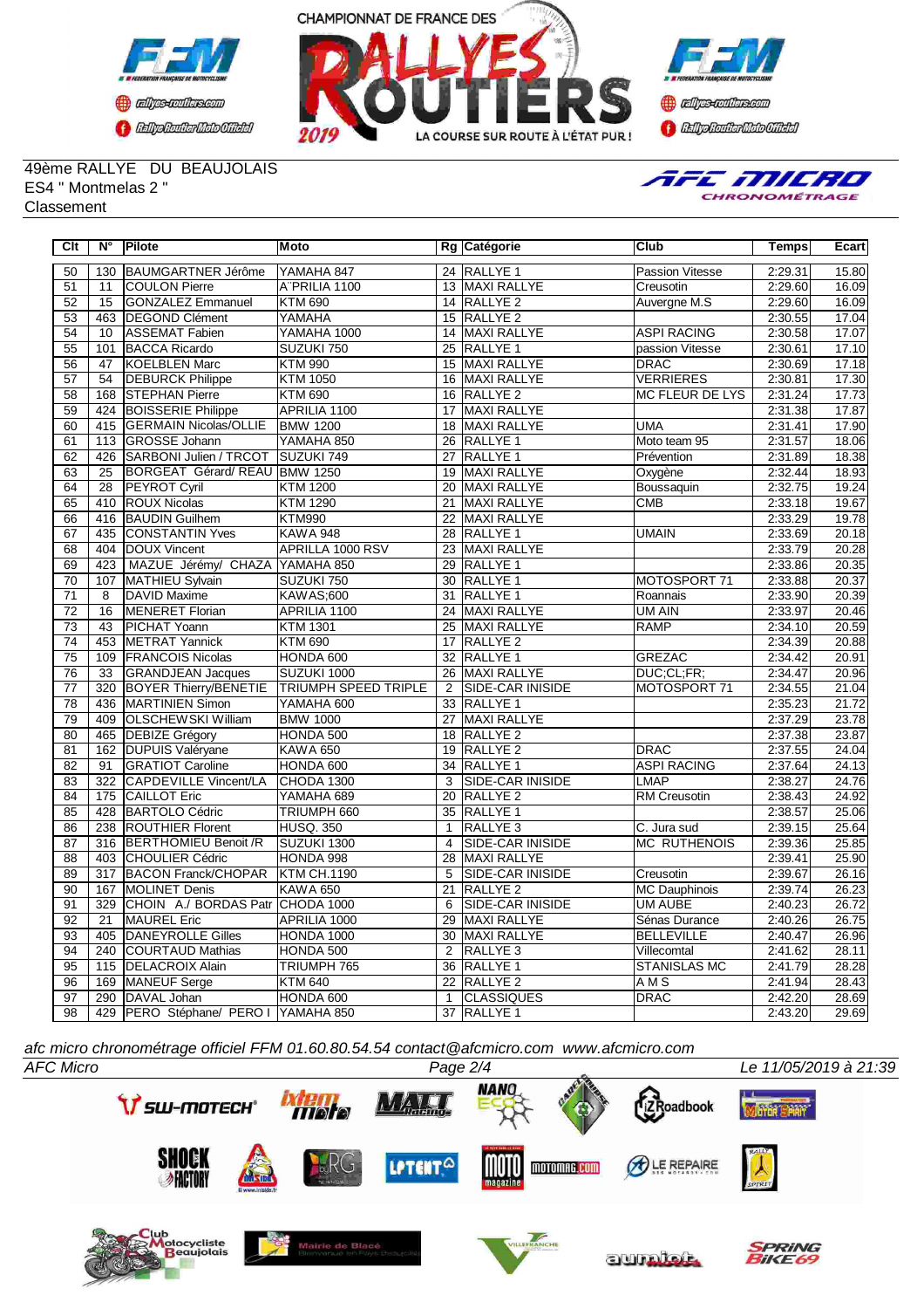49ème RALLYE DU BEAUJOLAIS
ES4 " Montmelas 2 "
Classement

| Clt | N° | Pilote | Moto | Rg | Catégorie | Club | Temps | Ecart |
|---|---|---|---|---|---|---|---|---|
| 50 | 130 | BAUMGARTNER Jérôme | YAMAHA 847 | 24 | RALLYE 1 | Passion Vitesse | 2:29.31 | 15.80 |
| 51 | 11 | COULON Pierre | A¨PRILIA 1100 | 13 | MAXI RALLYE | Creusotin | 2:29.60 | 16.09 |
| 52 | 15 | GONZALEZ Emmanuel | KTM 690 | 14 | RALLYE 2 | Auvergne M.S | 2:29.60 | 16.09 |
| 53 | 463 | DEGOND Clément | YAMAHA | 15 | RALLYE 2 | | 2:30.55 | 17.04 |
| 54 | 10 | ASSEMAT Fabien | YAMAHA 1000 | 14 | MAXI RALLYE | ASPI RACING | 2:30.58 | 17.07 |
| 55 | 101 | BACCA Ricardo | SUZUKI 750 | 25 | RALLYE 1 | passion Vitesse | 2:30.61 | 17.10 |
| 56 | 47 | KOELBLEN Marc | KTM 990 | 15 | MAXI RALLYE | DRAC | 2:30.69 | 17.18 |
| 57 | 54 | DEBURCK Philippe | KTM 1050 | 16 | MAXI RALLYE | VERRIERES | 2:30.81 | 17.30 |
| 58 | 168 | STEPHAN Pierre | KTM 690 | 16 | RALLYE 2 | MC FLEUR DE LYS | 2:31.24 | 17.73 |
| 59 | 424 | BOISSERIE Philippe | APRILIA 1100 | 17 | MAXI RALLYE | | 2:31.38 | 17.87 |
| 60 | 415 | GERMAIN Nicolas/OLLIE | BMW 1200 | 18 | MAXI RALLYE | UMA | 2:31.41 | 17.90 |
| 61 | 113 | GROSSE Johann | YAMAHA 850 | 26 | RALLYE 1 | Moto team 95 | 2:31.57 | 18.06 |
| 62 | 426 | SARBONI Julien / TRCOT | SUZUKI 749 | 27 | RALLYE 1 | Prévention | 2:31.89 | 18.38 |
| 63 | 25 | BORGEAT Gérard/ REAU | BMW 1250 | 19 | MAXI RALLYE | Oxygène | 2:32.44 | 18.93 |
| 64 | 28 | PEYROT Cyril | KTM 1200 | 20 | MAXI RALLYE | Boussaquin | 2:32.75 | 19.24 |
| 65 | 410 | ROUX Nicolas | KTM 1290 | 21 | MAXI RALLYE | CMB | 2:33.18 | 19.67 |
| 66 | 416 | BAUDIN Guilhem | KTM990 | 22 | MAXI RALLYE | | 2:33.29 | 19.78 |
| 67 | 435 | CONSTANTIN Yves | KAWA 948 | 28 | RALLYE 1 | UMAIN | 2:33.69 | 20.18 |
| 68 | 404 | DOUX Vincent | APRILLA 1000 RSV | 23 | MAXI RALLYE | | 2:33.79 | 20.28 |
| 69 | 423 | MAZUE Jérémy/ CHAZA | YAMAHA 850 | 29 | RALLYE 1 | | 2:33.86 | 20.35 |
| 70 | 107 | MATHIEU Sylvain | SUZUKI 750 | 30 | RALLYE 1 | MOTOSPORT 71 | 2:33.88 | 20.37 |
| 71 | 8 | DAVID Maxime | KAWAS;600 | 31 | RALLYE 1 | Roannais | 2:33.90 | 20.39 |
| 72 | 16 | MENERET Florian | APRILIA 1100 | 24 | MAXI RALLYE | UM AIN | 2:33.97 | 20.46 |
| 73 | 43 | PICHAT Yoann | KTM 1301 | 25 | MAXI RALLYE | RAMP | 2:34.10 | 20.59 |
| 74 | 453 | METRAT Yannick | KTM 690 | 17 | RALLYE 2 | | 2:34.39 | 20.88 |
| 75 | 109 | FRANCOIS Nicolas | HONDA 600 | 32 | RALLYE 1 | GREZAC | 2:34.42 | 20.91 |
| 76 | 33 | GRANDJEAN Jacques | SUZUKI 1000 | 26 | MAXI RALLYE | DUC;CL;FR; | 2:34.47 | 20.96 |
| 77 | 320 | BOYER Thierry/BENETIE | TRIUMPH SPEED TRIPLE | 2 | SIDE-CAR INISIDE | MOTOSPORT 71 | 2:34.55 | 21.04 |
| 78 | 436 | MARTINIEN Simon | YAMAHA 600 | 33 | RALLYE 1 | | 2:35.23 | 21.72 |
| 79 | 409 | OLSCHEWSKI William | BMW 1000 | 27 | MAXI RALLYE | | 2:37.29 | 23.78 |
| 80 | 465 | DEBIZE Grégory | HONDA 500 | 18 | RALLYE 2 | | 2:37.38 | 23.87 |
| 81 | 162 | DUPUIS Valéryane | KAWA 650 | 19 | RALLYE 2 | DRAC | 2:37.55 | 24.04 |
| 82 | 91 | GRATIOT Caroline | HONDA 600 | 34 | RALLYE 1 | ASPI RACING | 2:37.64 | 24.13 |
| 83 | 322 | CAPDEVILLE Vincent/LA | CHODA 1300 | 3 | SIDE-CAR INISIDE | LMAP | 2:38.27 | 24.76 |
| 84 | 175 | CAILLOT Eric | YAMAHA 689 | 20 | RALLYE 2 | RM Creusotin | 2:38.43 | 24.92 |
| 85 | 428 | BARTOLO Cédric | TRIUMPH 660 | 35 | RALLYE 1 | | 2:38.57 | 25.06 |
| 86 | 238 | ROUTHIER Florent | HUSQ. 350 | 1 | RALLYE 3 | C. Jura sud | 2:39.15 | 25.64 |
| 87 | 316 | BERTHOMIEU Benoit /R | SUZUKI 1300 | 4 | SIDE-CAR INISIDE | MC RUTHENOIS | 2:39.36 | 25.85 |
| 88 | 403 | CHOULIER Cédric | HONDA 998 | 28 | MAXI RALLYE | | 2:39.41 | 25.90 |
| 89 | 317 | BACON Franck/CHOPAR | KTM CH.1190 | 5 | SIDE-CAR INISIDE | Creusotin | 2:39.67 | 26.16 |
| 90 | 167 | MOLINET Denis | KAWA 650 | 21 | RALLYE 2 | MC Dauphinois | 2:39.74 | 26.23 |
| 91 | 329 | CHOIN A./ BORDAS Patr | CHODA 1000 | 6 | SIDE-CAR INISIDE | UM AUBE | 2:40.23 | 26.72 |
| 92 | 21 | MAUREL Eric | APRILIA 1000 | 29 | MAXI RALLYE | Sénas Durance | 2:40.26 | 26.75 |
| 93 | 405 | DANEYROLLE Gilles | HONDA 1000 | 30 | MAXI RALLYE | BELLEVILLE | 2:40.47 | 26.96 |
| 94 | 240 | COURTAUD Mathias | HONDA 500 | 2 | RALLYE 3 | Villecomtal | 2:41.62 | 28.11 |
| 95 | 115 | DELACROIX Alain | TRIUMPH 765 | 36 | RALLYE 1 | STANISLAS MC | 2:41.79 | 28.28 |
| 96 | 169 | MANEUF Serge | KTM 640 | 22 | RALLYE 2 | A M S | 2:41.94 | 28.43 |
| 97 | 290 | DAVAL Johan | HONDA 600 | 1 | CLASSIQUES | DRAC | 2:42.20 | 28.69 |
| 98 | 429 | PERO Stéphane/ PERO I | YAMAHA 850 | 37 | RALLYE 1 | | 2:43.20 | 29.69 |

*afc micro chronométrage officiel FFM 01.60.80.54.54 contact@afcmicro.com www.afcmicro.com*

*AFC Micro* — *Le 11/05/2019 à 21:39*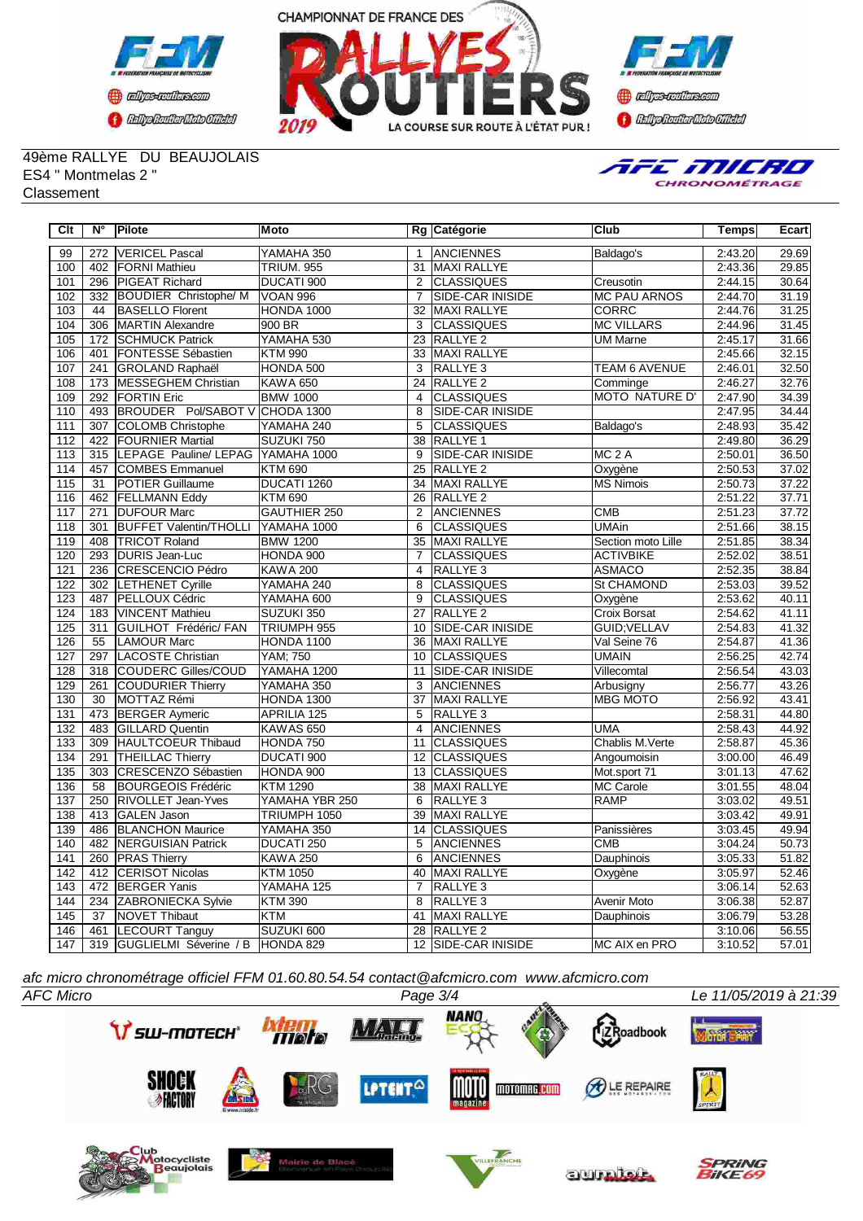49ème RALLYE DU BEAUJOLAIS
ES4 " Montmelas 2 "
Classement

| Clt | N° | Pilote | Moto | Rg | Catégorie | Club | Temps | Ecart |
|---|---|---|---|---|---|---|---|---|
| 99 | 272 | VERICEL Pascal | YAMAHA 350 | 1 | ANCIENNES | Baldago's | 2:43.20 | 29.69 |
| 100 | 402 | FORNI Mathieu | TRIUM. 955 | 31 | MAXI RALLYE | | 2:43.36 | 29.85 |
| 101 | 296 | PIGEAT Richard | DUCATI 900 | 2 | CLASSIQUES | Creusotin | 2:44.15 | 30.64 |
| 102 | 332 | BOUDIER Christophe/ M | VOAN 996 | 7 | SIDE-CAR INISIDE | MC PAU ARNOS | 2:44.70 | 31.19 |
| 103 | 44 | BASELLO Florent | HONDA 1000 | 32 | MAXI RALLYE | CORRC | 2:44.76 | 31.25 |
| 104 | 306 | MARTIN Alexandre | 900 BR | 3 | CLASSIQUES | MC VILLARS | 2:44.96 | 31.45 |
| 105 | 172 | SCHMUCK Patrick | YAMAHA 530 | 23 | RALLYE 2 | UM Marne | 2:45.17 | 31.66 |
| 106 | 401 | FONTESSE Sébastien | KTM 990 | 33 | MAXI RALLYE | | 2:45.66 | 32.15 |
| 107 | 241 | GROLAND Raphaël | HONDA 500 | 3 | RALLYE 3 | TEAM 6 AVENUE | 2:46.01 | 32.50 |
| 108 | 173 | MESSEGHEM Christian | KAWA 650 | 24 | RALLYE 2 | Comminge | 2:46.27 | 32.76 |
| 109 | 292 | FORTIN Eric | BMW 1000 | 4 | CLASSIQUES | MOTO NATURE D' | 2:47.90 | 34.39 |
| 110 | 493 | BROUDER Pol/SABOT V | CHODA 1300 | 8 | SIDE-CAR INISIDE | | 2:47.95 | 34.44 |
| 111 | 307 | COLOMB Christophe | YAMAHA 240 | 5 | CLASSIQUES | Baldago's | 2:48.93 | 35.42 |
| 112 | 422 | FOURNIER Martial | SUZUKI 750 | 38 | RALLYE 1 | | 2:49.80 | 36.29 |
| 113 | 315 | LEPAGE Pauline/ LEPAG | YAMAHA 1000 | 9 | SIDE-CAR INISIDE | MC 2 A | 2:50.01 | 36.50 |
| 114 | 457 | COMBES Emmanuel | KTM 690 | 25 | RALLYE 2 | Oxygène | 2:50.53 | 37.02 |
| 115 | 31 | POTIER Guillaume | DUCATI 1260 | 34 | MAXI RALLYE | MS Nimois | 2:50.73 | 37.22 |
| 116 | 462 | FELLMANN Eddy | KTM 690 | 26 | RALLYE 2 | | 2:51.22 | 37.71 |
| 117 | 271 | DUFOUR Marc | GAUTHIER 250 | 2 | ANCIENNES | CMB | 2:51.23 | 37.72 |
| 118 | 301 | BUFFET Valentin/THOLLI | YAMAHA 1000 | 6 | CLASSIQUES | UMAin | 2:51.66 | 38.15 |
| 119 | 408 | TRICOT Roland | BMW 1200 | 35 | MAXI RALLYE | Section moto Lille | 2:51.85 | 38.34 |
| 120 | 293 | DURIS Jean-Luc | HONDA 900 | 7 | CLASSIQUES | ACTIVBIKE | 2:52.02 | 38.51 |
| 121 | 236 | CRESCENCIO Pédro | KAWA 200 | 4 | RALLYE 3 | ASMACO | 2:52.35 | 38.84 |
| 122 | 302 | LETHENET Cyrille | YAMAHA 240 | 8 | CLASSIQUES | St CHAMOND | 2:53.03 | 39.52 |
| 123 | 487 | PELLOUX Cédric | YAMAHA 600 | 9 | CLASSIQUES | Oxygène | 2:53.62 | 40.11 |
| 124 | 183 | VINCENT Mathieu | SUZUKI 350 | 27 | RALLYE 2 | Croix Borsat | 2:54.62 | 41.11 |
| 125 | 311 | GUILHOT Frédéric/ FAN | TRIUMPH 955 | 10 | SIDE-CAR INISIDE | GUID;VELLAV | 2:54.83 | 41.32 |
| 126 | 55 | LAMOUR Marc | HONDA 1100 | 36 | MAXI RALLYE | Val Seine 76 | 2:54.87 | 41.36 |
| 127 | 297 | LACOSTE Christian | YAM; 750 | 10 | CLASSIQUES | UMAIN | 2:56.25 | 42.74 |
| 128 | 318 | COUDERC Gilles/COUD | YAMAHA 1200 | 11 | SIDE-CAR INISIDE | Villecomtal | 2:56.54 | 43.03 |
| 129 | 261 | COUDURIER Thierry | YAMAHA 350 | 3 | ANCIENNES | Arbusigny | 2:56.77 | 43.26 |
| 130 | 30 | MOTTAZ Rémi | HONDA 1300 | 37 | MAXI RALLYE | MBG MOTO | 2:56.92 | 43.41 |
| 131 | 473 | BERGER Aymeric | APRILIA 125 | 5 | RALLYE 3 | | 2:58.31 | 44.80 |
| 132 | 483 | GILLARD Quentin | KAWAS 650 | 4 | ANCIENNES | UMA | 2:58.43 | 44.92 |
| 133 | 309 | HAULTCOEUR Thibaud | HONDA 750 | 11 | CLASSIQUES | Chablis M.Verte | 2:58.87 | 45.36 |
| 134 | 291 | THEILLAC Thierry | DUCATI 900 | 12 | CLASSIQUES | Angoumoisin | 3:00.00 | 46.49 |
| 135 | 303 | CRESCENZO Sébastien | HONDA 900 | 13 | CLASSIQUES | Mot.sport 71 | 3:01.13 | 47.62 |
| 136 | 58 | BOURGEOIS Frédéric | KTM 1290 | 38 | MAXI RALLYE | MC Carole | 3:01.55 | 48.04 |
| 137 | 250 | RIVOLLET Jean-Yves | YAMAHA YBR 250 | 6 | RALLYE 3 | RAMP | 3:03.02 | 49.51 |
| 138 | 413 | GALEN Jason | TRIUMPH 1050 | 39 | MAXI RALLYE | | 3:03.42 | 49.91 |
| 139 | 486 | BLANCHON Maurice | YAMAHA 350 | 14 | CLASSIQUES | Panissières | 3:03.45 | 49.94 |
| 140 | 482 | NERGUISIAN Patrick | DUCATI 250 | 5 | ANCIENNES | CMB | 3:04.24 | 50.73 |
| 141 | 260 | PRAS Thierry | KAWA 250 | 6 | ANCIENNES | Dauphinois | 3:05.33 | 51.82 |
| 142 | 412 | CERISOT Nicolas | KTM 1050 | 40 | MAXI RALLYE | Oxygène | 3:05.97 | 52.46 |
| 143 | 472 | BERGER Yanis | YAMAHA 125 | 7 | RALLYE 3 | | 3:06.14 | 52.63 |
| 144 | 234 | ZABRONIECKA Sylvie | KTM 390 | 8 | RALLYE 3 | Avenir Moto | 3:06.38 | 52.87 |
| 145 | 37 | NOVET Thibaut | KTM | 41 | MAXI RALLYE | Dauphinois | 3:06.79 | 53.28 |
| 146 | 461 | LECOURT Tanguy | SUZUKI 600 | 28 | RALLYE 2 | | 3:10.06 | 56.55 |
| 147 | 319 | GUGLIELMI Séverine / B | HONDA 829 | 12 | SIDE-CAR INISIDE | MC AIX en PRO | 3:10.52 | 57.01 |

*afc micro chronométrage officiel FFM 01.60.80.54.54 contact@afcmicro.com www.afcmicro.com*

*AFC Micro* — *Le 11/05/2019 à 21:39*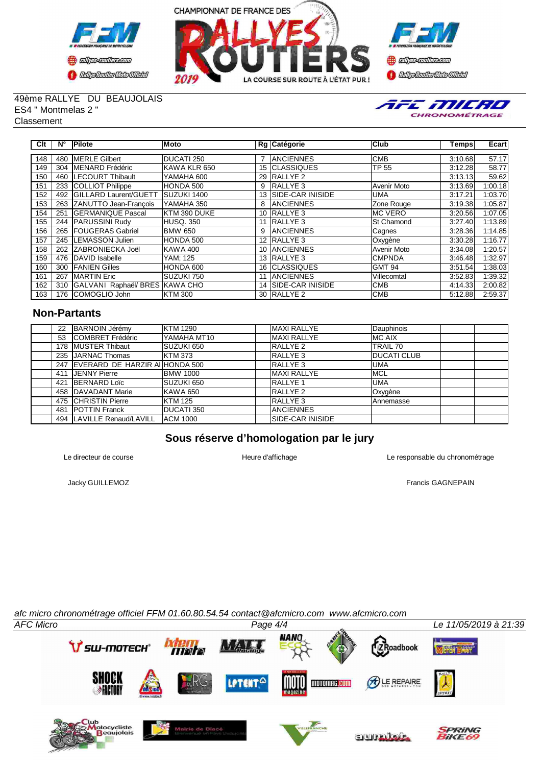49ème RALLYE DU BEAUJOLAIS
ES4 " Montmelas 2 "
Classement

| Clt | N° | Pilote | Moto | Rg | Catégorie | Club | Temps | Ecart |
|---|---|---|---|---|---|---|---|---|
| 148 | 480 | MERLE Gilbert | DUCATI 250 | 7 | ANCIENNES | CMB | 3:10.68 | 57.17 |
| 149 | 304 | MENARD Frédéric | KAWA KLR 650 | 15 | CLASSIQUES | TP 55 | 3:12.28 | 58.77 |
| 150 | 460 | LECOURT Thibault | YAMAHA 600 | 29 | RALLYE 2 | | 3:13.13 | 59.62 |
| 151 | 233 | COLLIOT Philippe | HONDA 500 | 9 | RALLYE 3 | Avenir Moto | 3:13.69 | 1:00.18 |
| 152 | 492 | GILLARD Laurent/GUETT | SUZUKI 1400 | 13 | SIDE-CAR INISIDE | UMA | 3:17.21 | 1:03.70 |
| 153 | 263 | ZANUTTO Jean-François | YAMAHA 350 | 8 | ANCIENNES | Zone Rouge | 3:19.38 | 1:05.87 |
| 154 | 251 | GERMANIQUE Pascal | KTM 390 DUKE | 10 | RALLYE 3 | MC VERO | 3:20.56 | 1:07.05 |
| 155 | 244 | PARUSSINI Rudy | HUSQ. 350 | 11 | RALLYE 3 | St Chamond | 3:27.40 | 1:13.89 |
| 156 | 265 | FOUGERAS Gabriel | BMW 650 | 9 | ANCIENNES | Cagnes | 3:28.36 | 1:14.85 |
| 157 | 245 | LEMASSON Julien | HONDA 500 | 12 | RALLYE 3 | Oxygène | 3:30.28 | 1:16.77 |
| 158 | 262 | ZABRONIECKA Joël | KAWA 400 | 10 | ANCIENNES | Avenir Moto | 3:34.08 | 1:20.57 |
| 159 | 476 | DAVID Isabelle | YAM; 125 | 13 | RALLYE 3 | CMPNDA | 3:46.48 | 1:32.97 |
| 160 | 300 | FANIEN Gilles | HONDA 600 | 16 | CLASSIQUES | GMT 94 | 3:51.54 | 1:38.03 |
| 161 | 267 | MARTIN Eric | SUZUKI 750 | 11 | ANCIENNES | Villecomtal | 3:52.83 | 1:39.32 |
| 162 | 310 | GALVANI Raphaël/ BRES | KAWA CHO | 14 | SIDE-CAR INISIDE | CMB | 4:14.33 | 2:00.82 |
| 163 | 176 | COMOGLIO John | KTM 300 | 30 | RALLYE 2 | CMB | 5:12.88 | 2:59.37 |

## Non-Partants

| | | | | | | | | |
|---|---|---|---|---|---|---|---|---|
| | 22 | BARNOIN Jérémy | KTM 1290 | | MAXI RALLYE | Dauphinois | | |
| | 53 | COMBRET Frédéric | YAMAHA MT10 | | MAXI RALLYE | MC AIX | | |
| | 178 | MUSTER Thibaut | SUZUKI 650 | | RALLYE 2 | TRAIL 70 | | |
| | 235 | JARNAC Thomas | KTM 373 | | RALLYE 3 | DUCATI CLUB | | |
| | 247 | EVERARD DE HARZIR Al | HONDA 500 | | RALLYE 3 | UMA | | |
| | 411 | JENNY Pierre | BMW 1000 | | MAXI RALLYE | MCL | | |
| | 421 | BERNARD Loïc | SUZUKI 650 | | RALLYE 1 | UMA | | |
| | 458 | DAVADANT Marie | KAWA 650 | | RALLYE 2 | Oxygène | | |
| | 475 | CHRISTIN Pierre | KTM 125 | | RALLYE 3 | Annemasse | | |
| | 481 | POTTIN Franck | DUCATI 350 | | ANCIENNES | | | |
| | 494 | LAVILLE Renaud/LAVILL | ACM 1000 | | SIDE-CAR INISIDE | | | |

## Sous réserve d'homologation par le jury

Le directeur de course — Heure d'affichage — Le responsable du chronométrage

Jacky GUILLEMOZ — Francis GAGNEPAIN

*afc micro chronométrage officiel FFM 01.60.80.54.54 contact@afcmicro.com www.afcmicro.com*

*AFC Micro* — *Le 11/05/2019 à 21:39*